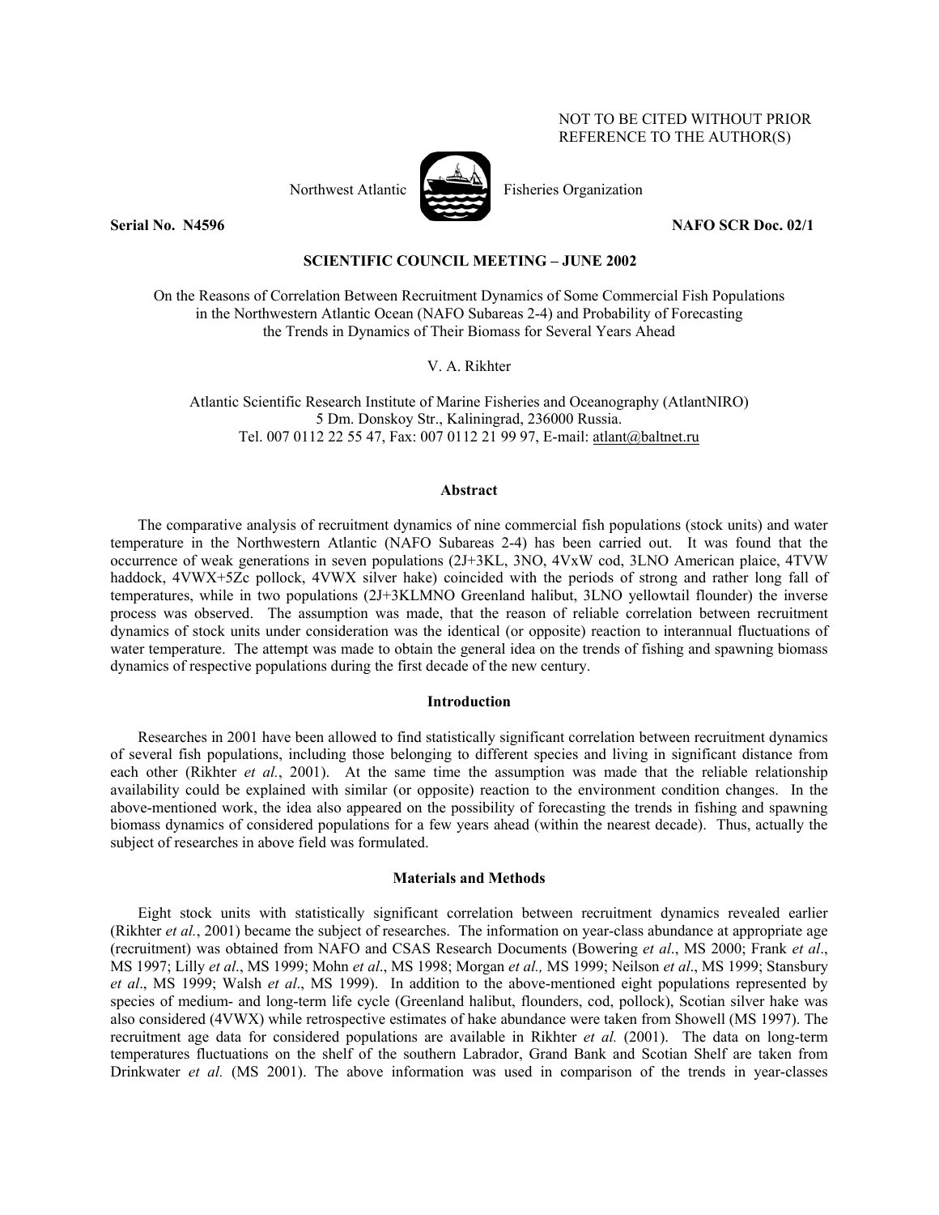NOT TO BE CITED WITHOUT PRIOR REFERENCE TO THE AUTHOR(S)

Northwest Atlantic Fisheries Organization

**Serial No. N4596** **NAFO SCR Doc. 02/1**

**SCIENTIFIC COUNCIL MEETING – JUNE 2002**

On the Reasons of Correlation Between Recruitment Dynamics of Some Commercial Fish Populations in the Northwestern Atlantic Ocean (NAFO Subareas 2-4) and Probability of Forecasting the Trends in Dynamics of Their Biomass for Several Years Ahead

V. A. Rikhter

Atlantic Scientific Research Institute of Marine Fisheries and Oceanography (AtlantNIRO)
5 Dm. Donskoy Str., Kaliningrad, 236000 Russia.
Tel. 007 0112 22 55 47, Fax: 007 0112 21 99 97, E-mail: atlant@baltnet.ru

## Abstract

The comparative analysis of recruitment dynamics of nine commercial fish populations (stock units) and water temperature in the Northwestern Atlantic (NAFO Subareas 2-4) has been carried out. It was found that the occurrence of weak generations in seven populations (2J+3KL, 3NO, 4VxW cod, 3LNO American plaice, 4TVW haddock, 4VWX+5Zc pollock, 4VWX silver hake) coincided with the periods of strong and rather long fall of temperatures, while in two populations (2J+3KLMNO Greenland halibut, 3LNO yellowtail flounder) the inverse process was observed. The assumption was made, that the reason of reliable correlation between recruitment dynamics of stock units under consideration was the identical (or opposite) reaction to interannual fluctuations of water temperature. The attempt was made to obtain the general idea on the trends of fishing and spawning biomass dynamics of respective populations during the first decade of the new century.

## Introduction

Researches in 2001 have been allowed to find statistically significant correlation between recruitment dynamics of several fish populations, including those belonging to different species and living in significant distance from each other (Rikhter *et al.*, 2001). At the same time the assumption was made that the reliable relationship availability could be explained with similar (or opposite) reaction to the environment condition changes. In the above-mentioned work, the idea also appeared on the possibility of forecasting the trends in fishing and spawning biomass dynamics of considered populations for a few years ahead (within the nearest decade). Thus, actually the subject of researches in above field was formulated.

## Materials and Methods

Eight stock units with statistically significant correlation between recruitment dynamics revealed earlier (Rikhter *et al.*, 2001) became the subject of researches. The information on year-class abundance at appropriate age (recruitment) was obtained from NAFO and CSAS Research Documents (Bowering *et al*., MS 2000; Frank *et al*., MS 1997; Lilly *et al*., MS 1999; Mohn *et al*., MS 1998; Morgan *et al.,* MS 1999; Neilson *et al*., MS 1999; Stansbury *et al*., MS 1999; Walsh *et al*., MS 1999). In addition to the above-mentioned eight populations represented by species of medium- and long-term life cycle (Greenland halibut, flounders, cod, pollock), Scotian silver hake was also considered (4VWX) while retrospective estimates of hake abundance were taken from Showell (MS 1997). The recruitment age data for considered populations are available in Rikhter *et al.* (2001). The data on long-term temperatures fluctuations on the shelf of the southern Labrador, Grand Bank and Scotian Shelf are taken from Drinkwater *et al.* (MS 2001). The above information was used in comparison of the trends in year-classes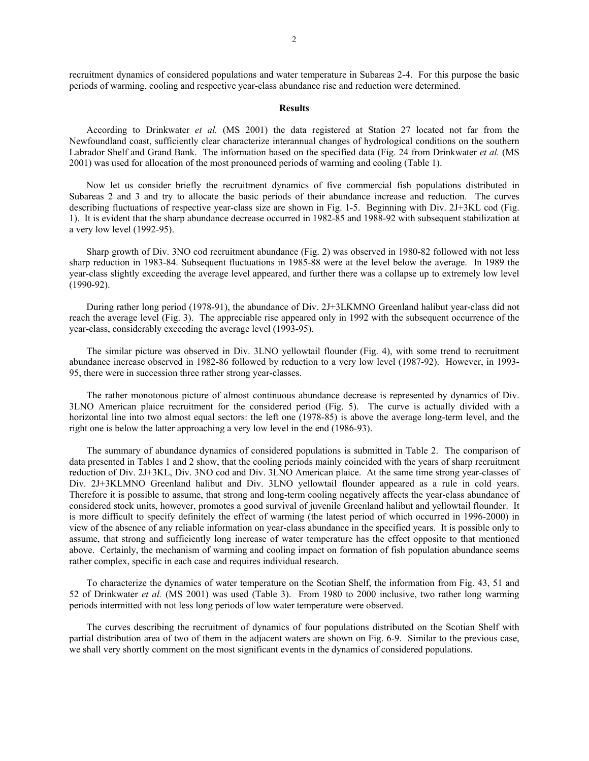recruitment dynamics of considered populations and water temperature in Subareas 2-4. For this purpose the basic periods of warming, cooling and respective year-class abundance rise and reduction were determined.

## Results

According to Drinkwater *et al.* (MS 2001) the data registered at Station 27 located not far from the Newfoundland coast, sufficiently clear characterize interannual changes of hydrological conditions on the southern Labrador Shelf and Grand Bank. The information based on the specified data (Fig. 24 from Drinkwater *et al.* (MS 2001) was used for allocation of the most pronounced periods of warming and cooling (Table 1).

Now let us consider briefly the recruitment dynamics of five commercial fish populations distributed in Subareas 2 and 3 and try to allocate the basic periods of their abundance increase and reduction. The curves describing fluctuations of respective year-class size are shown in Fig. 1-5. Beginning with Div. 2J+3KL cod (Fig. 1). It is evident that the sharp abundance decrease occurred in 1982-85 and 1988-92 with subsequent stabilization at a very low level (1992-95).

Sharp growth of Div. 3NO cod recruitment abundance (Fig. 2) was observed in 1980-82 followed with not less sharp reduction in 1983-84. Subsequent fluctuations in 1985-88 were at the level below the average. In 1989 the year-class slightly exceeding the average level appeared, and further there was a collapse up to extremely low level (1990-92).

During rather long period (1978-91), the abundance of Div. 2J+3LKMNO Greenland halibut year-class did not reach the average level (Fig. 3). The appreciable rise appeared only in 1992 with the subsequent occurrence of the year-class, considerably exceeding the average level (1993-95).

The similar picture was observed in Div. 3LNO yellowtail flounder (Fig. 4), with some trend to recruitment abundance increase observed in 1982-86 followed by reduction to a very low level (1987-92). However, in 1993-95, there were in succession three rather strong year-classes.

The rather monotonous picture of almost continuous abundance decrease is represented by dynamics of Div. 3LNO American plaice recruitment for the considered period (Fig. 5). The curve is actually divided with a horizontal line into two almost equal sectors: the left one (1978-85) is above the average long-term level, and the right one is below the latter approaching a very low level in the end (1986-93).

The summary of abundance dynamics of considered populations is submitted in Table 2. The comparison of data presented in Tables 1 and 2 show, that the cooling periods mainly coincided with the years of sharp recruitment reduction of Div. 2J+3KL, Div. 3NO cod and Div. 3LNO American plaice. At the same time strong year-classes of Div. 2J+3KLMNO Greenland halibut and Div. 3LNO yellowtail flounder appeared as a rule in cold years. Therefore it is possible to assume, that strong and long-term cooling negatively affects the year-class abundance of considered stock units, however, promotes a good survival of juvenile Greenland halibut and yellowtail flounder. It is more difficult to specify definitely the effect of warming (the latest period of which occurred in 1996-2000) in view of the absence of any reliable information on year-class abundance in the specified years. It is possible only to assume, that strong and sufficiently long increase of water temperature has the effect opposite to that mentioned above. Certainly, the mechanism of warming and cooling impact on formation of fish population abundance seems rather complex, specific in each case and requires individual research.

To characterize the dynamics of water temperature on the Scotian Shelf, the information from Fig. 43, 51 and 52 of Drinkwater *et al.* (MS 2001) was used (Table 3). From 1980 to 2000 inclusive, two rather long warming periods intermitted with not less long periods of low water temperature were observed.

The curves describing the recruitment of dynamics of four populations distributed on the Scotian Shelf with partial distribution area of two of them in the adjacent waters are shown on Fig. 6-9. Similar to the previous case, we shall very shortly comment on the most significant events in the dynamics of considered populations.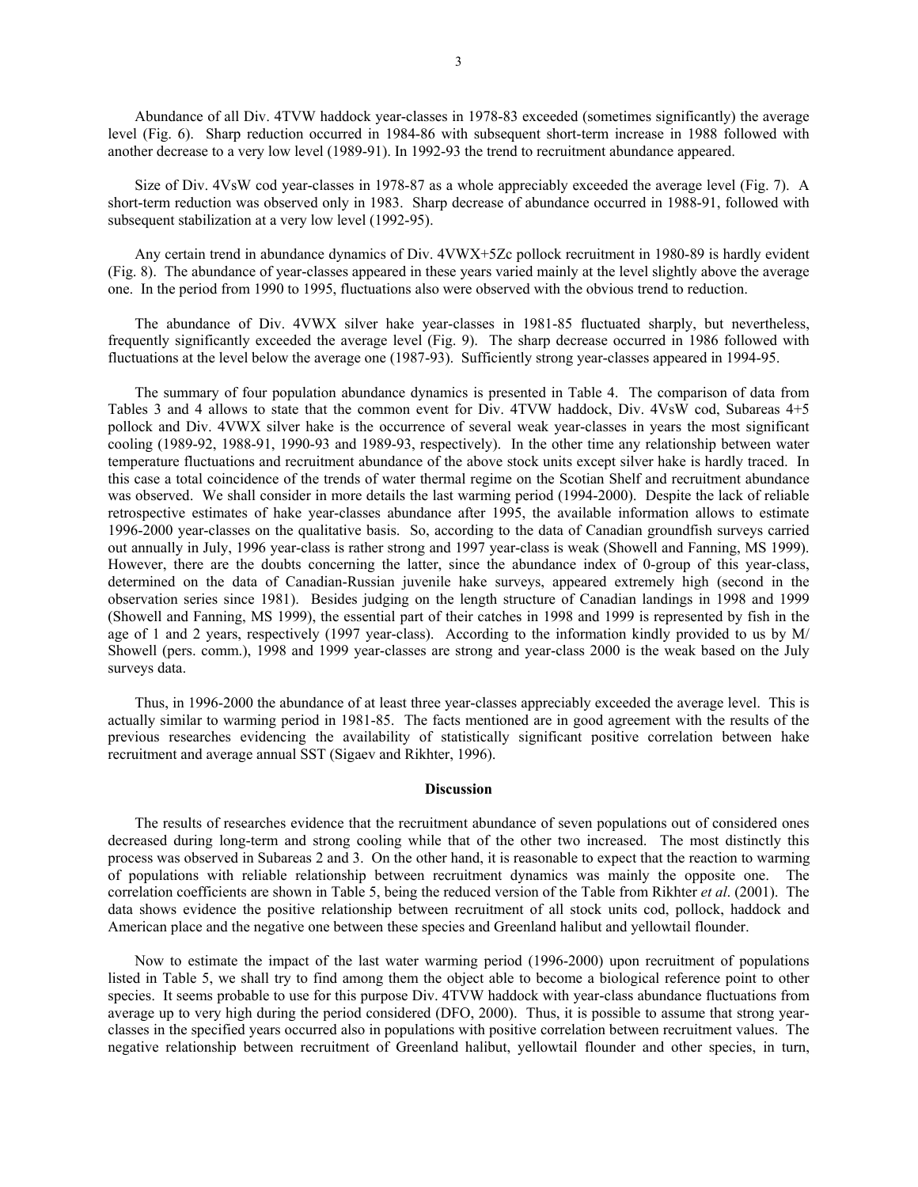Abundance of all Div. 4TVW haddock year-classes in 1978-83 exceeded (sometimes significantly) the average level (Fig. 6). Sharp reduction occurred in 1984-86 with subsequent short-term increase in 1988 followed with another decrease to a very low level (1989-91). In 1992-93 the trend to recruitment abundance appeared.

Size of Div. 4VsW cod year-classes in 1978-87 as a whole appreciably exceeded the average level (Fig. 7). A short-term reduction was observed only in 1983. Sharp decrease of abundance occurred in 1988-91, followed with subsequent stabilization at a very low level (1992-95).

Any certain trend in abundance dynamics of Div. 4VWX+5Zc pollock recruitment in 1980-89 is hardly evident (Fig. 8). The abundance of year-classes appeared in these years varied mainly at the level slightly above the average one. In the period from 1990 to 1995, fluctuations also were observed with the obvious trend to reduction.

The abundance of Div. 4VWX silver hake year-classes in 1981-85 fluctuated sharply, but nevertheless, frequently significantly exceeded the average level (Fig. 9). The sharp decrease occurred in 1986 followed with fluctuations at the level below the average one (1987-93). Sufficiently strong year-classes appeared in 1994-95.

The summary of four population abundance dynamics is presented in Table 4. The comparison of data from Tables 3 and 4 allows to state that the common event for Div. 4TVW haddock, Div. 4VsW cod, Subareas 4+5 pollock and Div. 4VWX silver hake is the occurrence of several weak year-classes in years the most significant cooling (1989-92, 1988-91, 1990-93 and 1989-93, respectively). In the other time any relationship between water temperature fluctuations and recruitment abundance of the above stock units except silver hake is hardly traced. In this case a total coincidence of the trends of water thermal regime on the Scotian Shelf and recruitment abundance was observed. We shall consider in more details the last warming period (1994-2000). Despite the lack of reliable retrospective estimates of hake year-classes abundance after 1995, the available information allows to estimate 1996-2000 year-classes on the qualitative basis. So, according to the data of Canadian groundfish surveys carried out annually in July, 1996 year-class is rather strong and 1997 year-class is weak (Showell and Fanning, MS 1999). However, there are the doubts concerning the latter, since the abundance index of 0-group of this year-class, determined on the data of Canadian-Russian juvenile hake surveys, appeared extremely high (second in the observation series since 1981). Besides judging on the length structure of Canadian landings in 1998 and 1999 (Showell and Fanning, MS 1999), the essential part of their catches in 1998 and 1999 is represented by fish in the age of 1 and 2 years, respectively (1997 year-class). According to the information kindly provided to us by M/ Showell (pers. comm.), 1998 and 1999 year-classes are strong and year-class 2000 is the weak based on the July surveys data.

Thus, in 1996-2000 the abundance of at least three year-classes appreciably exceeded the average level. This is actually similar to warming period in 1981-85. The facts mentioned are in good agreement with the results of the previous researches evidencing the availability of statistically significant positive correlation between hake recruitment and average annual SST (Sigaev and Rikhter, 1996).

## Discussion

The results of researches evidence that the recruitment abundance of seven populations out of considered ones decreased during long-term and strong cooling while that of the other two increased. The most distinctly this process was observed in Subareas 2 and 3. On the other hand, it is reasonable to expect that the reaction to warming of populations with reliable relationship between recruitment dynamics was mainly the opposite one. The correlation coefficients are shown in Table 5, being the reduced version of the Table from Rikhter *et al*. (2001). The data shows evidence the positive relationship between recruitment of all stock units cod, pollock, haddock and American place and the negative one between these species and Greenland halibut and yellowtail flounder.

Now to estimate the impact of the last water warming period (1996-2000) upon recruitment of populations listed in Table 5, we shall try to find among them the object able to become a biological reference point to other species. It seems probable to use for this purpose Div. 4TVW haddock with year-class abundance fluctuations from average up to very high during the period considered (DFO, 2000). Thus, it is possible to assume that strong year-classes in the specified years occurred also in populations with positive correlation between recruitment values. The negative relationship between recruitment of Greenland halibut, yellowtail flounder and other species, in turn,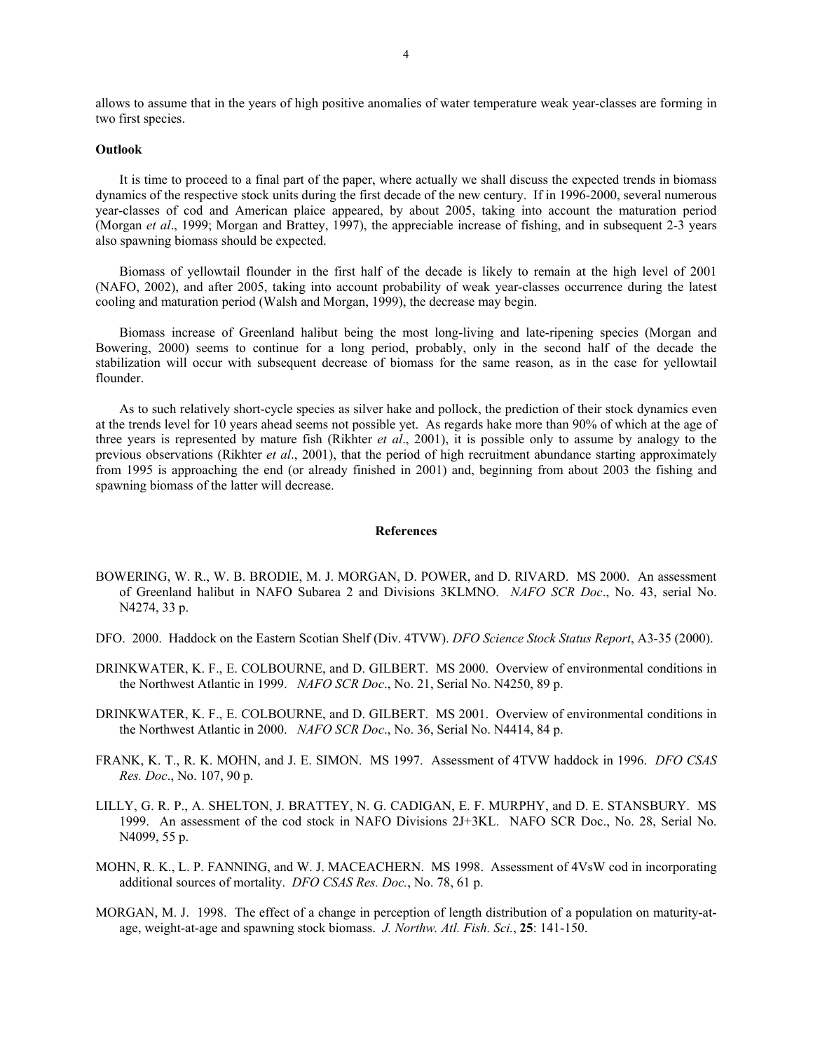allows to assume that in the years of high positive anomalies of water temperature weak year-classes are forming in two first species.

**Outlook**

It is time to proceed to a final part of the paper, where actually we shall discuss the expected trends in biomass dynamics of the respective stock units during the first decade of the new century. If in 1996-2000, several numerous year-classes of cod and American plaice appeared, by about 2005, taking into account the maturation period (Morgan *et al*., 1999; Morgan and Brattey, 1997), the appreciable increase of fishing, and in subsequent 2-3 years also spawning biomass should be expected.

Biomass of yellowtail flounder in the first half of the decade is likely to remain at the high level of 2001 (NAFO, 2002), and after 2005, taking into account probability of weak year-classes occurrence during the latest cooling and maturation period (Walsh and Morgan, 1999), the decrease may begin.

Biomass increase of Greenland halibut being the most long-living and late-ripening species (Morgan and Bowering, 2000) seems to continue for a long period, probably, only in the second half of the decade the stabilization will occur with subsequent decrease of biomass for the same reason, as in the case for yellowtail flounder.

As to such relatively short-cycle species as silver hake and pollock, the prediction of their stock dynamics even at the trends level for 10 years ahead seems not possible yet. As regards hake more than 90% of which at the age of three years is represented by mature fish (Rikhter *et al*., 2001), it is possible only to assume by analogy to the previous observations (Rikhter *et al*., 2001), that the period of high recruitment abundance starting approximately from 1995 is approaching the end (or already finished in 2001) and, beginning from about 2003 the fishing and spawning biomass of the latter will decrease.

## References

BOWERING, W. R., W. B. BRODIE, M. J. MORGAN, D. POWER, and D. RIVARD. MS 2000. An assessment of Greenland halibut in NAFO Subarea 2 and Divisions 3KLMNO. *NAFO SCR Doc*., No. 43, serial No. N4274, 33 p.

DFO. 2000. Haddock on the Eastern Scotian Shelf (Div. 4TVW). *DFO Science Stock Status Report*, A3-35 (2000).

DRINKWATER, K. F., E. COLBOURNE, and D. GILBERT. MS 2000. Overview of environmental conditions in the Northwest Atlantic in 1999. *NAFO SCR Doc*., No. 21, Serial No. N4250, 89 p.

DRINKWATER, K. F., E. COLBOURNE, and D. GILBERT. MS 2001. Overview of environmental conditions in the Northwest Atlantic in 2000. *NAFO SCR Doc*., No. 36, Serial No. N4414, 84 p.

FRANK, K. T., R. K. MOHN, and J. E. SIMON. MS 1997. Assessment of 4TVW haddock in 1996. *DFO CSAS Res. Doc*., No. 107, 90 p.

LILLY, G. R. P., A. SHELTON, J. BRATTEY, N. G. CADIGAN, E. F. MURPHY, and D. E. STANSBURY. MS 1999. An assessment of the cod stock in NAFO Divisions 2J+3KL. NAFO SCR Doc., No. 28, Serial No. N4099, 55 p.

MOHN, R. K., L. P. FANNING, and W. J. MACEACHERN. MS 1998. Assessment of 4VsW cod in incorporating additional sources of mortality. *DFO CSAS Res. Doc.*, No. 78, 61 p.

MORGAN, M. J. 1998. The effect of a change in perception of length distribution of a population on maturity-at-age, weight-at-age and spawning stock biomass. *J. Northw. Atl. Fish. Sci.*, **25**: 141-150.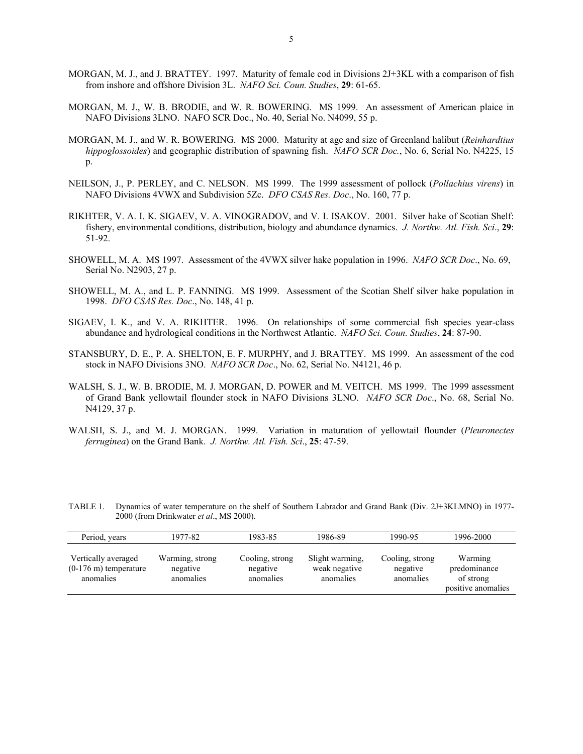MORGAN, M. J., and J. BRATTEY. 1997. Maturity of female cod in Divisions 2J+3KL with a comparison of fish from inshore and offshore Division 3L. *NAFO Sci. Coun. Studies*, **29**: 61-65.

MORGAN, M. J., W. B. BRODIE, and W. R. BOWERING. MS 1999. An assessment of American plaice in NAFO Divisions 3LNO. NAFO SCR Doc., No. 40, Serial No. N4099, 55 p.

MORGAN, M. J., and W. R. BOWERING. MS 2000. Maturity at age and size of Greenland halibut (*Reinhardtius hippoglossoides*) and geographic distribution of spawning fish. *NAFO SCR Doc.*, No. 6, Serial No. N4225, 15 p.

NEILSON, J., P. PERLEY, and C. NELSON. MS 1999. The 1999 assessment of pollock (*Pollachius virens*) in NAFO Divisions 4VWX and Subdivision 5Zc. *DFO CSAS Res. Doc*., No. 160, 77 p.

RIKHTER, V. A. I. K. SIGAEV, V. A. VINOGRADOV, and V. I. ISAKOV. 2001. Silver hake of Scotian Shelf: fishery, environmental conditions, distribution, biology and abundance dynamics. *J. Northw. Atl. Fish. Sci*., **29**: 51-92.

SHOWELL, M. A. MS 1997. Assessment of the 4VWX silver hake population in 1996. *NAFO SCR Doc*., No. 69, Serial No. N2903, 27 p.

SHOWELL, M. A., and L. P. FANNING. MS 1999. Assessment of the Scotian Shelf silver hake population in 1998. *DFO CSAS Res. Doc*., No. 148, 41 p.

SIGAEV, I. K., and V. A. RIKHTER. 1996. On relationships of some commercial fish species year-class abundance and hydrological conditions in the Northwest Atlantic. *NAFO Sci. Coun. Studies*, **24**: 87-90.

STANSBURY, D. E., P. A. SHELTON, E. F. MURPHY, and J. BRATTEY. MS 1999. An assessment of the cod stock in NAFO Divisions 3NO. *NAFO SCR Doc*., No. 62, Serial No. N4121, 46 p.

WALSH, S. J., W. B. BRODIE, M. J. MORGAN, D. POWER and M. VEITCH. MS 1999. The 1999 assessment of Grand Bank yellowtail flounder stock in NAFO Divisions 3LNO. *NAFO SCR Doc*., No. 68, Serial No. N4129, 37 p.

WALSH, S. J., and M. J. MORGAN. 1999. Variation in maturation of yellowtail flounder (*Pleuronectes ferruginea*) on the Grand Bank. *J. Northw. Atl. Fish. Sci*., **25**: 47-59.

TABLE 1. Dynamics of water temperature on the shelf of Southern Labrador and Grand Bank (Div. 2J+3KLMNO) in 1977-2000 (from Drinkwater *et al*., MS 2000).

| Period, years | 1977-82 | 1983-85 | 1986-89 | 1990-95 | 1996-2000 |
|---|---|---|---|---|---|
| Vertically averaged (0-176 m) temperature anomalies | Warming, strong negative anomalies | Cooling, strong negative anomalies | Slight warming, weak negative anomalies | Cooling, strong negative anomalies | Warming predominance of strong positive anomalies |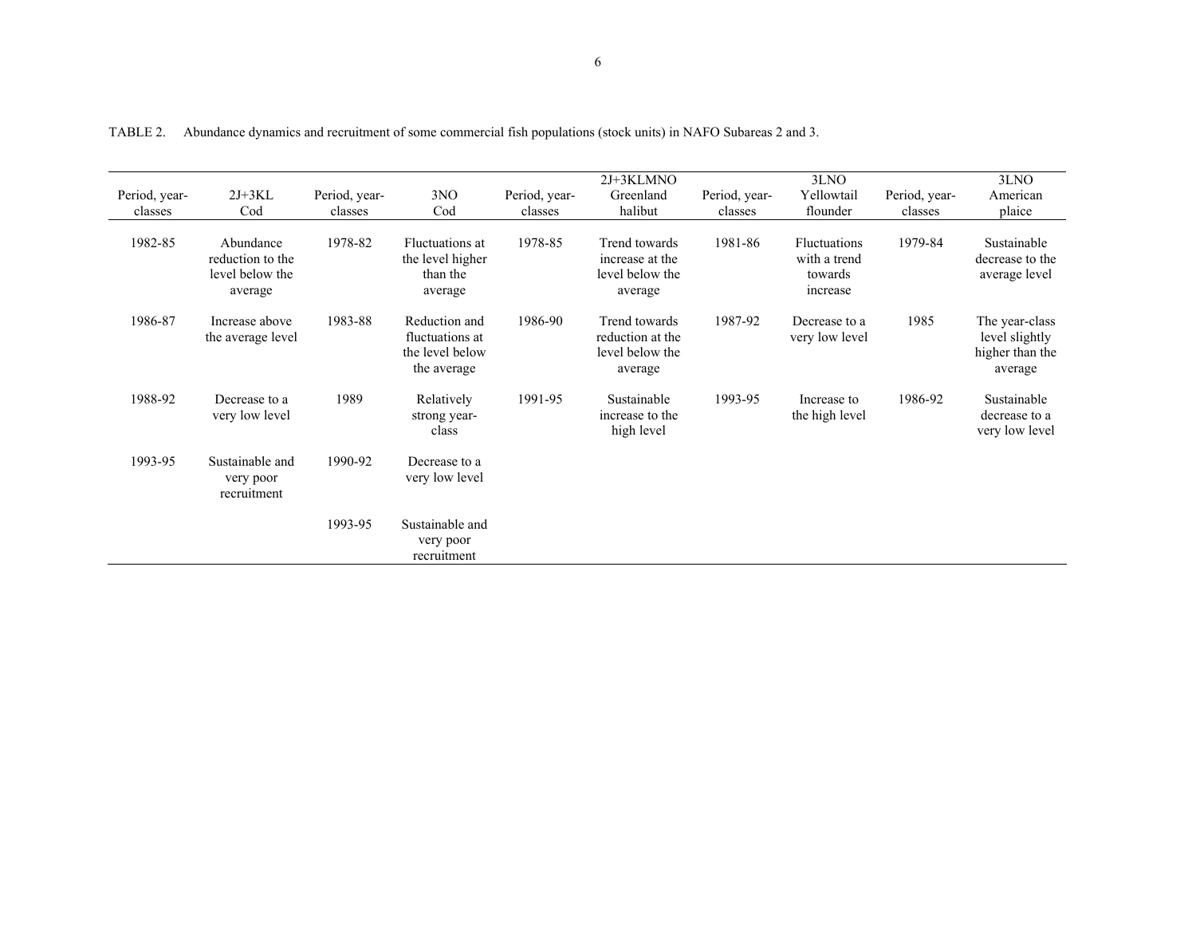TABLE 2. Abundance dynamics and recruitment of some commercial fish populations (stock units) in NAFO Subareas 2 and 3.

| Period, year-classes | 2J+3KL Cod | Period, year-classes | 3NO Cod | Period, year-classes | 2J+3KLMNO Greenland halibut | Period, year-classes | 3LNO Yellowtail flounder | Period, year-classes | 3LNO American plaice |
|---|---|---|---|---|---|---|---|---|---|
| 1982-85 | Abundance reduction to the level below the average | 1978-82 | Fluctuations at the level higher than the average | 1978-85 | Trend towards increase at the level below the average | 1981-86 | Fluctuations with a trend towards increase | 1979-84 | Sustainable decrease to the average level |
| 1986-87 | Increase above the average level | 1983-88 | Reduction and fluctuations at the level below the average | 1986-90 | Trend towards reduction at the level below the average | 1987-92 | Decrease to a very low level | 1985 | The year-class level slightly higher than the average |
| 1988-92 | Decrease to a very low level | 1989 | Relatively strong year-class | 1991-95 | Sustainable increase to the high level | 1993-95 | Increase to the high level | 1986-92 | Sustainable decrease to a very low level |
| 1993-95 | Sustainable and very poor recruitment | 1990-92 | Decrease to a very low level | | | | | | |
| | | 1993-95 | Sustainable and very poor recruitment | | | | | | |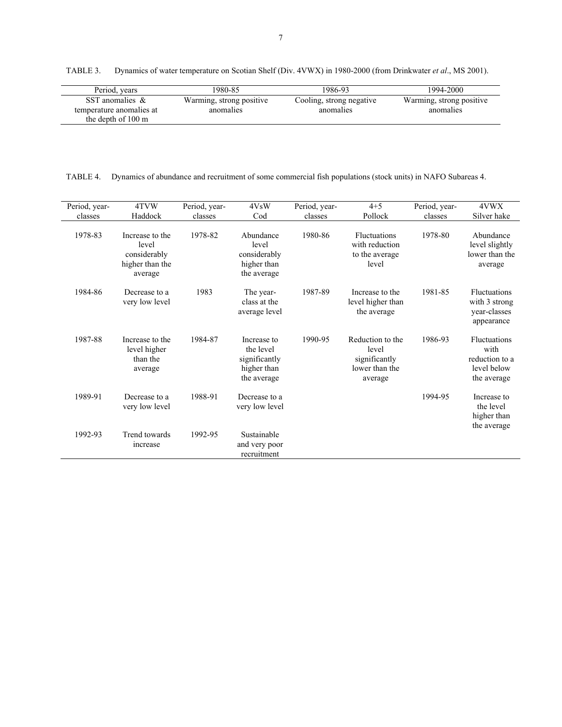TABLE 3. Dynamics of water temperature on Scotian Shelf (Div. 4VWX) in 1980-2000 (from Drinkwater *et al*., MS 2001).

| Period, years | 1980-85 | 1986-93 | 1994-2000 |
|---|---|---|---|
| SST anomalies & temperature anomalies at the depth of 100 m | Warming, strong positive anomalies | Cooling, strong negative anomalies | Warming, strong positive anomalies |

TABLE 4. Dynamics of abundance and recruitment of some commercial fish populations (stock units) in NAFO Subareas 4.

| Period, year-classes | 4TVW Haddock | Period, year-classes | 4VsW Cod | Period, year-classes | 4+5 Pollock | Period, year-classes | 4VWX Silver hake |
|---|---|---|---|---|---|---|---|
| 1978-83 | Increase to the level considerably higher than the average | 1978-82 | Abundance level considerably higher than the average | 1980-86 | Fluctuations with reduction to the average level | 1978-80 | Abundance level slightly lower than the average |
| 1984-86 | Decrease to a very low level | 1983 | The year-class at the average level | 1987-89 | Increase to the level higher than the average | 1981-85 | Fluctuations with 3 strong year-classes appearance |
| 1987-88 | Increase to the level higher than the average | 1984-87 | Increase to the level significantly higher than the average | 1990-95 | Reduction to the level significantly lower than the average | 1986-93 | Fluctuations with reduction to a level below the average |
| 1989-91 | Decrease to a very low level | 1988-91 | Decrease to a very low level | | | 1994-95 | Increase to the level higher than the average |
| 1992-93 | Trend towards increase | 1992-95 | Sustainable and very poor recruitment | | | | |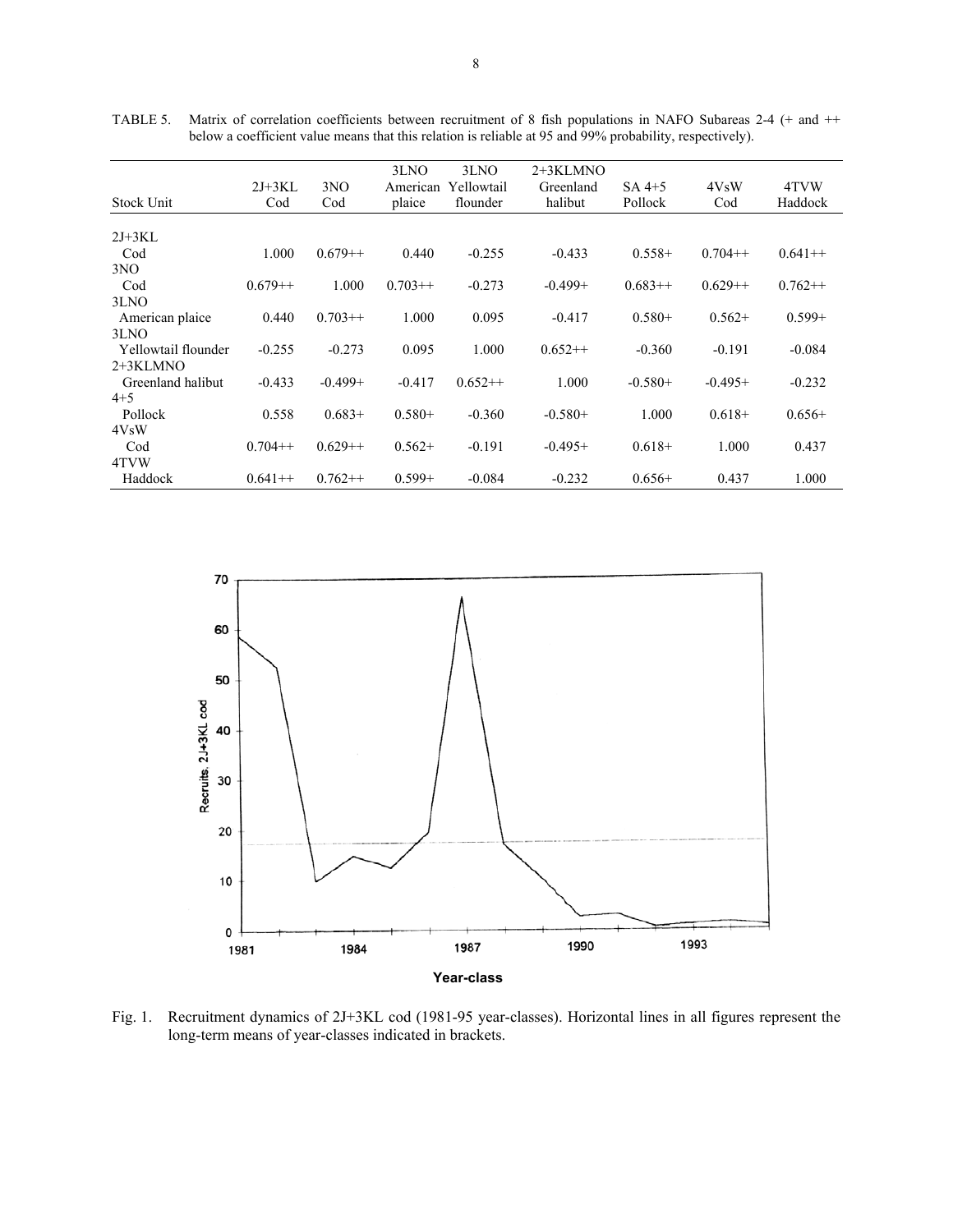TABLE 5. Matrix of correlation coefficients between recruitment of 8 fish populations in NAFO Subareas 2-4 (+ and ++ below a coefficient value means that this relation is reliable at 95 and 99% probability, respectively).

| Stock Unit | 2J+3KL Cod | 3NO Cod | 3LNO American plaice | 3LNO Yellowtail flounder | 2+3KLMNO Greenland halibut | SA 4+5 Pollock | 4VsW Cod | 4TVW Haddock |
|---|---|---|---|---|---|---|---|---|
| 2J+3KL Cod | 1.000 | 0.679++ | 0.440 | -0.255 | -0.433 | 0.558+ | 0.704++ | 0.641++ |
| 3NO Cod | 0.679++ | 1.000 | 0.703++ | -0.273 | -0.499+ | 0.683++ | 0.629++ | 0.762++ |
| 3LNO American plaice | 0.440 | 0.703++ | 1.000 | 0.095 | -0.417 | 0.580+ | 0.562+ | 0.599+ |
| 3LNO Yellowtail flounder | -0.255 | -0.273 | 0.095 | 1.000 | 0.652++ | -0.360 | -0.191 | -0.084 |
| 2+3KLMNO Greenland halibut | -0.433 | -0.499+ | -0.417 | 0.652++ | 1.000 | -0.580+ | -0.495+ | -0.232 |
| 4+5 Pollock | 0.558 | 0.683+ | 0.580+ | -0.360 | -0.580+ | 1.000 | 0.618+ | 0.656+ |
| 4VsW Cod | 0.704++ | 0.629++ | 0.562+ | -0.191 | -0.495+ | 0.618+ | 1.000 | 0.437 |
| 4TVW Haddock | 0.641++ | 0.762++ | 0.599+ | -0.084 | -0.232 | 0.656+ | 0.437 | 1.000 |

Fig. 1. Recruitment dynamics of 2J+3KL cod (1981-95 year-classes). Horizontal lines in all figures represent the long-term means of year-classes indicated in brackets.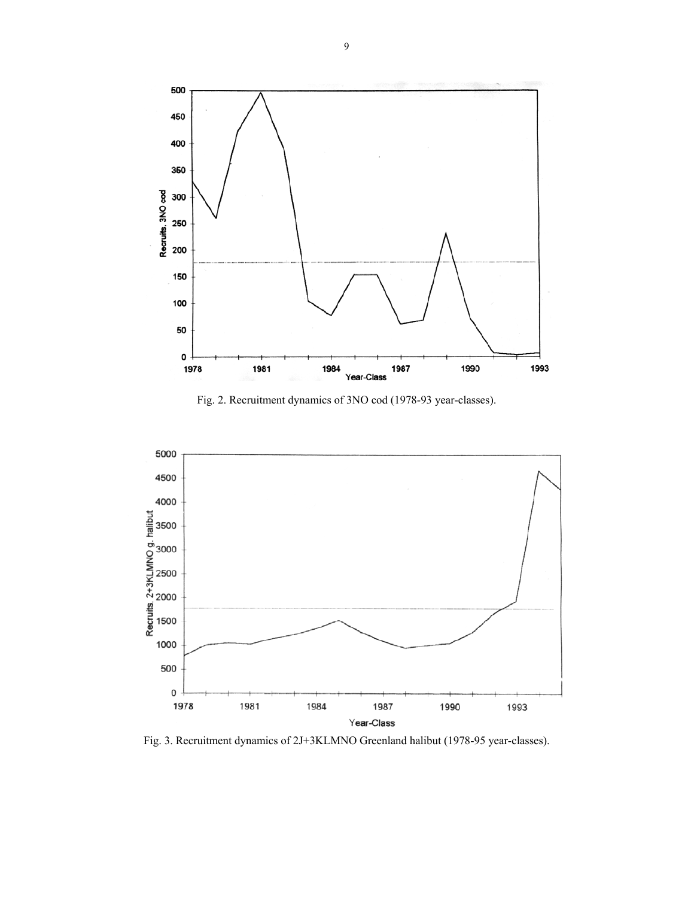Fig. 2. Recruitment dynamics of 3NO cod (1978-93 year-classes).

Fig. 3. Recruitment dynamics of 2J+3KLMNO Greenland halibut (1978-95 year-classes).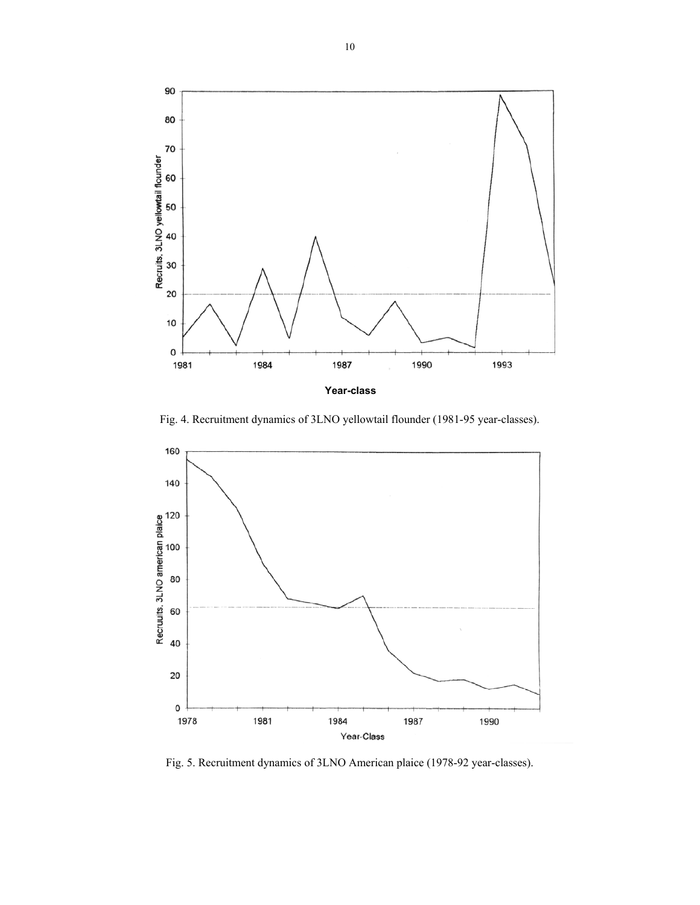Fig. 4. Recruitment dynamics of 3LNO yellowtail flounder (1981-95 year-classes).

Fig. 5. Recruitment dynamics of 3LNO American plaice (1978-92 year-classes).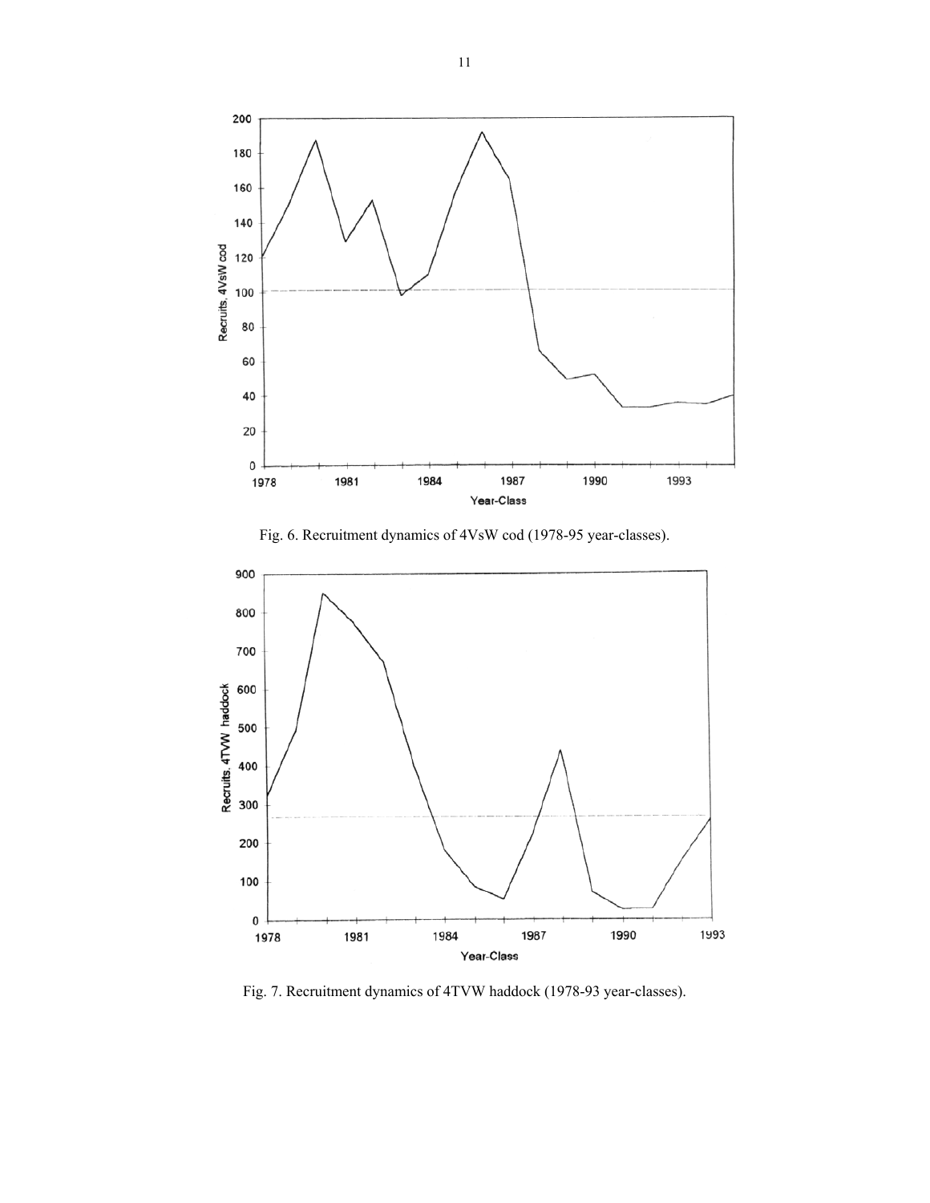Fig. 6. Recruitment dynamics of 4VsW cod (1978-95 year-classes).

Fig. 7. Recruitment dynamics of 4TVW haddock (1978-93 year-classes).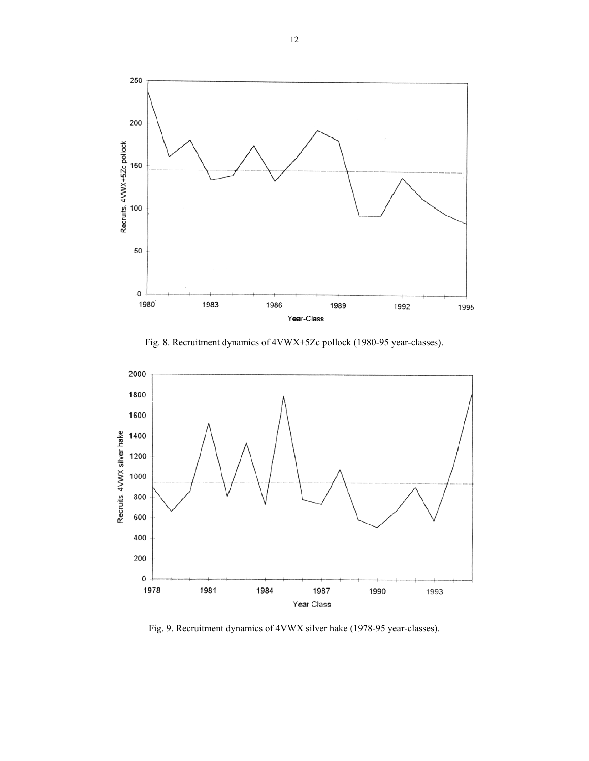250

200

150

100

50

0

Recruits 4VWX+5Zc pollock

1980

1983

1986

1989

1992

1995

Year-Class

Fig. 8. Recruitment dynamics of 4VWX+5Zc pollock (1980-95 year-classes).

2000

1800

1600

1400

1200

1000

800

600

400

200

0

Recruits. 4VWX silver hake

1978

1981

1984

1987

1990

1993

Year Class

Fig. 9. Recruitment dynamics of 4VWX silver hake (1978-95 year-classes).